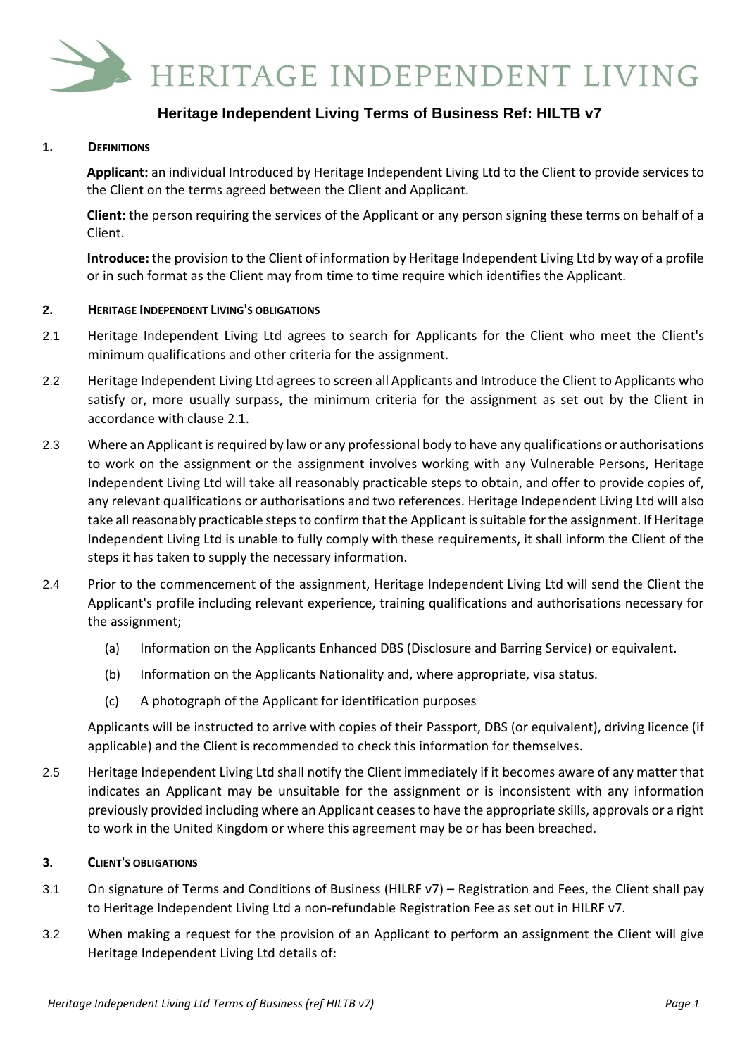HERITAGE INDEPENDENT LIVING

# Heritage Independent Living Terms of Business Ref: HILTB v7

## 1. DEFINITIONS

**Applicant:** an individual Introduced by Heritage Independent Living Ltd to the Client to provide services to the Client on the terms agreed between the Client and Applicant.

**Client:** the person requiring the services of the Applicant or any person signing these terms on behalf of a Client.

**Introduce:** the provision to the Client of information by Heritage Independent Living Ltd by way of a profile or in such format as the Client may from time to time require which identifies the Applicant.

## 2. HERITAGE INDEPENDENT LIVING'S OBLIGATIONS

2.1 Heritage Independent Living Ltd agrees to search for Applicants for the Client who meet the Client's minimum qualifications and other criteria for the assignment.

2.2 Heritage Independent Living Ltd agrees to screen all Applicants and Introduce the Client to Applicants who satisfy or, more usually surpass, the minimum criteria for the assignment as set out by the Client in accordance with clause 2.1.

2.3 Where an Applicant is required by law or any professional body to have any qualifications or authorisations to work on the assignment or the assignment involves working with any Vulnerable Persons, Heritage Independent Living Ltd will take all reasonably practicable steps to obtain, and offer to provide copies of, any relevant qualifications or authorisations and two references. Heritage Independent Living Ltd will also take all reasonably practicable steps to confirm that the Applicant is suitable for the assignment. If Heritage Independent Living Ltd is unable to fully comply with these requirements, it shall inform the Client of the steps it has taken to supply the necessary information.

2.4 Prior to the commencement of the assignment, Heritage Independent Living Ltd will send the Client the Applicant's profile including relevant experience, training qualifications and authorisations necessary for the assignment;

(a) Information on the Applicants Enhanced DBS (Disclosure and Barring Service) or equivalent.

(b) Information on the Applicants Nationality and, where appropriate, visa status.

(c) A photograph of the Applicant for identification purposes

Applicants will be instructed to arrive with copies of their Passport, DBS (or equivalent), driving licence (if applicable) and the Client is recommended to check this information for themselves.

2.5 Heritage Independent Living Ltd shall notify the Client immediately if it becomes aware of any matter that indicates an Applicant may be unsuitable for the assignment or is inconsistent with any information previously provided including where an Applicant ceases to have the appropriate skills, approvals or a right to work in the United Kingdom or where this agreement may be or has been breached.

## 3. CLIENT'S OBLIGATIONS

3.1 On signature of Terms and Conditions of Business (HILRF v7) – Registration and Fees, the Client shall pay to Heritage Independent Living Ltd a non-refundable Registration Fee as set out in HILRF v7.

3.2 When making a request for the provision of an Applicant to perform an assignment the Client will give Heritage Independent Living Ltd details of: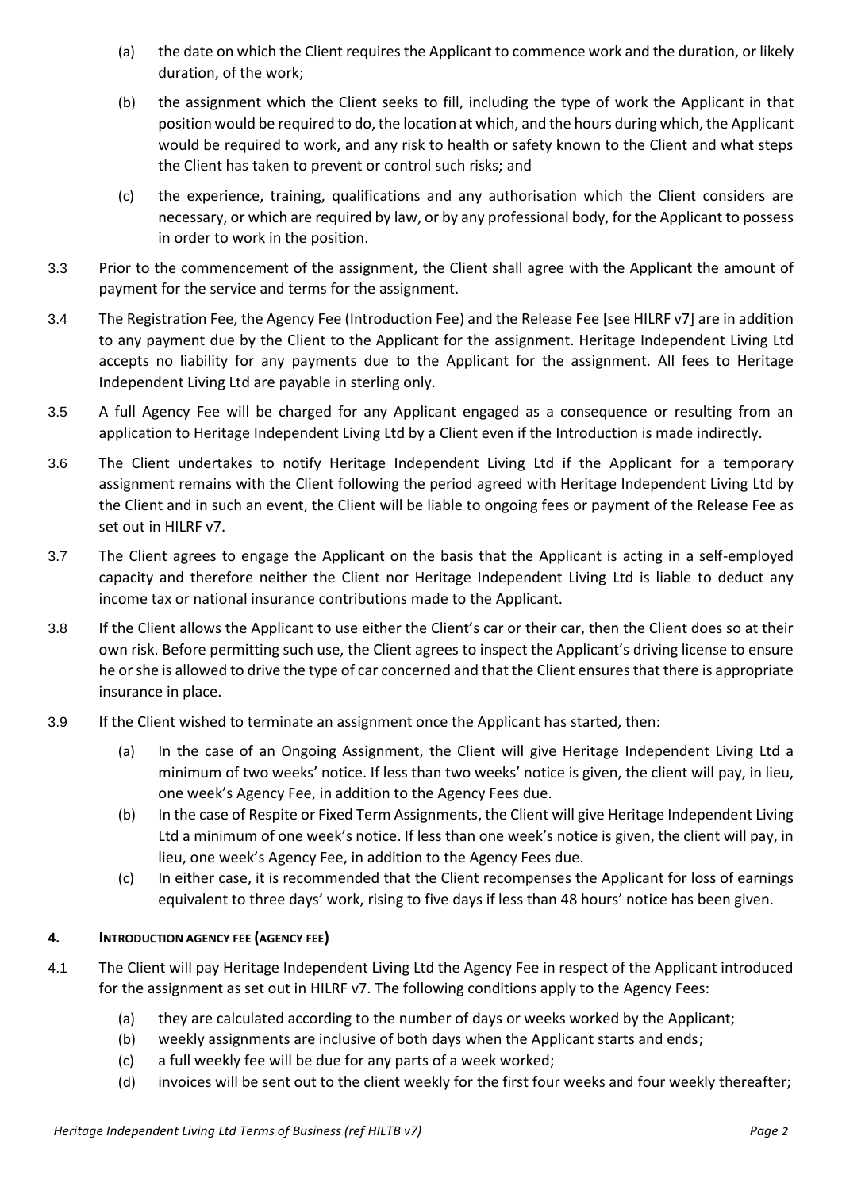(a) the date on which the Client requires the Applicant to commence work and the duration, or likely duration, of the work;

(b) the assignment which the Client seeks to fill, including the type of work the Applicant in that position would be required to do, the location at which, and the hours during which, the Applicant would be required to work, and any risk to health or safety known to the Client and what steps the Client has taken to prevent or control such risks; and

(c) the experience, training, qualifications and any authorisation which the Client considers are necessary, or which are required by law, or by any professional body, for the Applicant to possess in order to work in the position.

3.3 Prior to the commencement of the assignment, the Client shall agree with the Applicant the amount of payment for the service and terms for the assignment.

3.4 The Registration Fee, the Agency Fee (Introduction Fee) and the Release Fee [see HILRF v7] are in addition to any payment due by the Client to the Applicant for the assignment. Heritage Independent Living Ltd accepts no liability for any payments due to the Applicant for the assignment. All fees to Heritage Independent Living Ltd are payable in sterling only.

3.5 A full Agency Fee will be charged for any Applicant engaged as a consequence or resulting from an application to Heritage Independent Living Ltd by a Client even if the Introduction is made indirectly.

3.6 The Client undertakes to notify Heritage Independent Living Ltd if the Applicant for a temporary assignment remains with the Client following the period agreed with Heritage Independent Living Ltd by the Client and in such an event, the Client will be liable to ongoing fees or payment of the Release Fee as set out in HILRF v7.

3.7 The Client agrees to engage the Applicant on the basis that the Applicant is acting in a self-employed capacity and therefore neither the Client nor Heritage Independent Living Ltd is liable to deduct any income tax or national insurance contributions made to the Applicant.

3.8 If the Client allows the Applicant to use either the Client's car or their car, then the Client does so at their own risk. Before permitting such use, the Client agrees to inspect the Applicant's driving license to ensure he or she is allowed to drive the type of car concerned and that the Client ensures that there is appropriate insurance in place.

3.9 If the Client wished to terminate an assignment once the Applicant has started, then:

(a) In the case of an Ongoing Assignment, the Client will give Heritage Independent Living Ltd a minimum of two weeks' notice. If less than two weeks' notice is given, the client will pay, in lieu, one week's Agency Fee, in addition to the Agency Fees due.

(b) In the case of Respite or Fixed Term Assignments, the Client will give Heritage Independent Living Ltd a minimum of one week's notice. If less than one week's notice is given, the client will pay, in lieu, one week's Agency Fee, in addition to the Agency Fees due.

(c) In either case, it is recommended that the Client recompenses the Applicant for loss of earnings equivalent to three days' work, rising to five days if less than 48 hours' notice has been given.

## 4. INTRODUCTION AGENCY FEE (AGENCY FEE)

4.1 The Client will pay Heritage Independent Living Ltd the Agency Fee in respect of the Applicant introduced for the assignment as set out in HILRF v7. The following conditions apply to the Agency Fees:

(a) they are calculated according to the number of days or weeks worked by the Applicant;

(b) weekly assignments are inclusive of both days when the Applicant starts and ends;

(c) a full weekly fee will be due for any parts of a week worked;

(d) invoices will be sent out to the client weekly for the first four weeks and four weekly thereafter;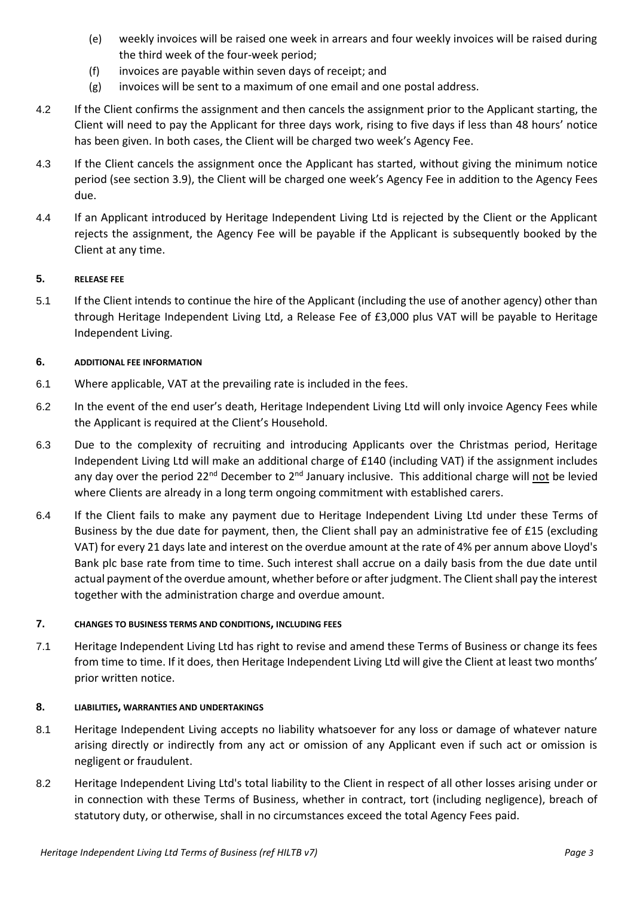(e) weekly invoices will be raised one week in arrears and four weekly invoices will be raised during the third week of the four-week period;

(f) invoices are payable within seven days of receipt; and

(g) invoices will be sent to a maximum of one email and one postal address.

4.2 If the Client confirms the assignment and then cancels the assignment prior to the Applicant starting, the Client will need to pay the Applicant for three days work, rising to five days if less than 48 hours' notice has been given. In both cases, the Client will be charged two week's Agency Fee.

4.3 If the Client cancels the assignment once the Applicant has started, without giving the minimum notice period (see section 3.9), the Client will be charged one week's Agency Fee in addition to the Agency Fees due.

4.4 If an Applicant introduced by Heritage Independent Living Ltd is rejected by the Client or the Applicant rejects the assignment, the Agency Fee will be payable if the Applicant is subsequently booked by the Client at any time.

## 5. RELEASE FEE

5.1 If the Client intends to continue the hire of the Applicant (including the use of another agency) other than through Heritage Independent Living Ltd, a Release Fee of £3,000 plus VAT will be payable to Heritage Independent Living.

## 6. ADDITIONAL FEE INFORMATION

6.1 Where applicable, VAT at the prevailing rate is included in the fees.

6.2 In the event of the end user's death, Heritage Independent Living Ltd will only invoice Agency Fees while the Applicant is required at the Client's Household.

6.3 Due to the complexity of recruiting and introducing Applicants over the Christmas period, Heritage Independent Living Ltd will make an additional charge of £140 (including VAT) if the assignment includes any day over the period 22nd December to 2nd January inclusive. This additional charge will not be levied where Clients are already in a long term ongoing commitment with established carers.

6.4 If the Client fails to make any payment due to Heritage Independent Living Ltd under these Terms of Business by the due date for payment, then, the Client shall pay an administrative fee of £15 (excluding VAT) for every 21 days late and interest on the overdue amount at the rate of 4% per annum above Lloyd's Bank plc base rate from time to time. Such interest shall accrue on a daily basis from the due date until actual payment of the overdue amount, whether before or after judgment. The Client shall pay the interest together with the administration charge and overdue amount.

## 7. CHANGES TO BUSINESS TERMS AND CONDITIONS, INCLUDING FEES

7.1 Heritage Independent Living Ltd has right to revise and amend these Terms of Business or change its fees from time to time. If it does, then Heritage Independent Living Ltd will give the Client at least two months' prior written notice.

## 8. LIABILITIES, WARRANTIES AND UNDERTAKINGS

8.1 Heritage Independent Living accepts no liability whatsoever for any loss or damage of whatever nature arising directly or indirectly from any act or omission of any Applicant even if such act or omission is negligent or fraudulent.

8.2 Heritage Independent Living Ltd's total liability to the Client in respect of all other losses arising under or in connection with these Terms of Business, whether in contract, tort (including negligence), breach of statutory duty, or otherwise, shall in no circumstances exceed the total Agency Fees paid.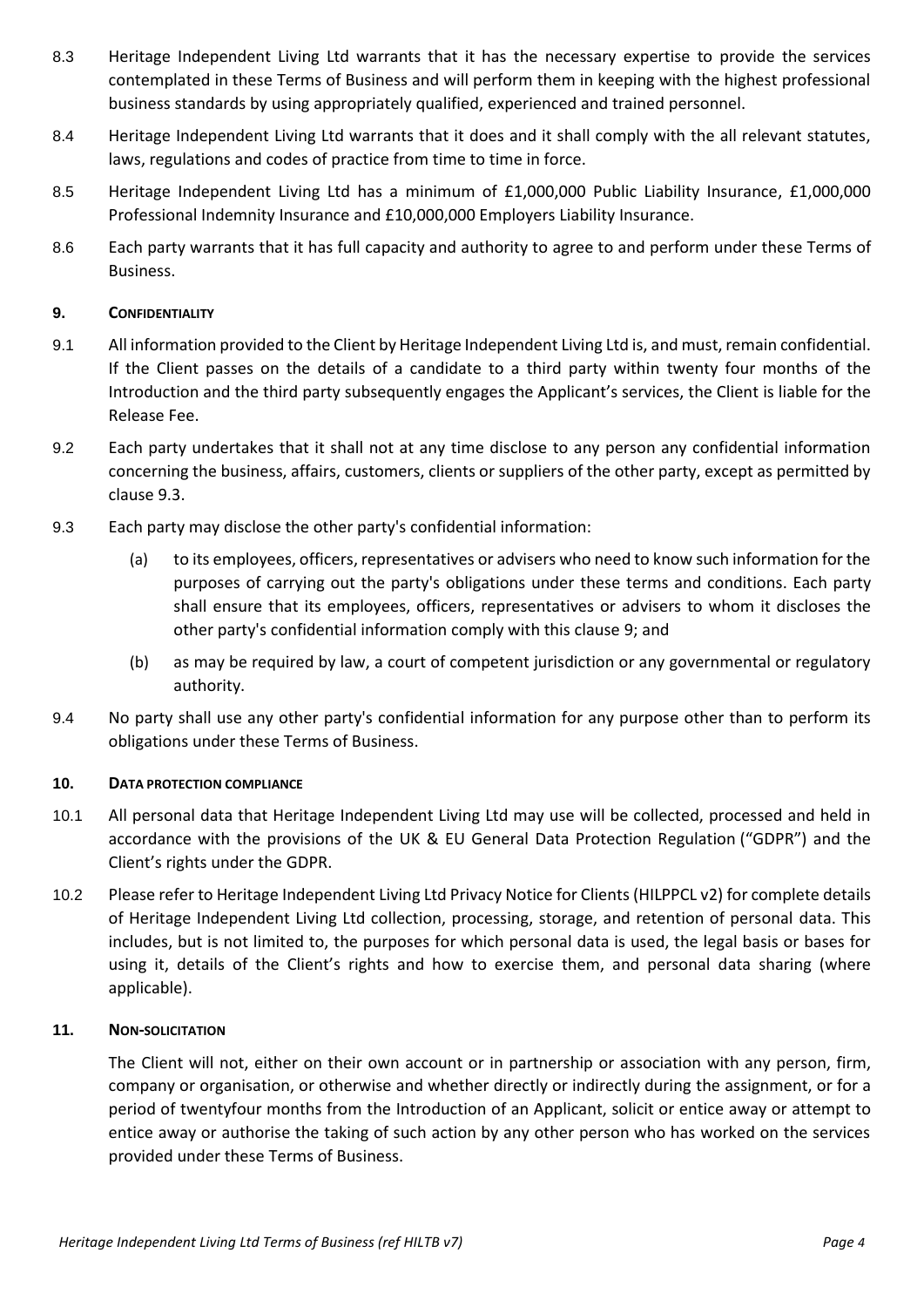8.3 Heritage Independent Living Ltd warrants that it has the necessary expertise to provide the services contemplated in these Terms of Business and will perform them in keeping with the highest professional business standards by using appropriately qualified, experienced and trained personnel.

8.4 Heritage Independent Living Ltd warrants that it does and it shall comply with the all relevant statutes, laws, regulations and codes of practice from time to time in force.

8.5 Heritage Independent Living Ltd has a minimum of £1,000,000 Public Liability Insurance, £1,000,000 Professional Indemnity Insurance and £10,000,000 Employers Liability Insurance.

8.6 Each party warrants that it has full capacity and authority to agree to and perform under these Terms of Business.

## 9. CONFIDENTIALITY

9.1 All information provided to the Client by Heritage Independent Living Ltd is, and must, remain confidential. If the Client passes on the details of a candidate to a third party within twenty four months of the Introduction and the third party subsequently engages the Applicant's services, the Client is liable for the Release Fee.

9.2 Each party undertakes that it shall not at any time disclose to any person any confidential information concerning the business, affairs, customers, clients or suppliers of the other party, except as permitted by clause 9.3.

9.3 Each party may disclose the other party's confidential information:

(a) to its employees, officers, representatives or advisers who need to know such information for the purposes of carrying out the party's obligations under these terms and conditions. Each party shall ensure that its employees, officers, representatives or advisers to whom it discloses the other party's confidential information comply with this clause 9; and

(b) as may be required by law, a court of competent jurisdiction or any governmental or regulatory authority.

9.4 No party shall use any other party's confidential information for any purpose other than to perform its obligations under these Terms of Business.

## 10. DATA PROTECTION COMPLIANCE

10.1 All personal data that Heritage Independent Living Ltd may use will be collected, processed and held in accordance with the provisions of the UK & EU General Data Protection Regulation ("GDPR") and the Client's rights under the GDPR.

10.2 Please refer to Heritage Independent Living Ltd Privacy Notice for Clients (HILPPCL v2) for complete details of Heritage Independent Living Ltd collection, processing, storage, and retention of personal data. This includes, but is not limited to, the purposes for which personal data is used, the legal basis or bases for using it, details of the Client's rights and how to exercise them, and personal data sharing (where applicable).

## 11. NON-SOLICITATION

The Client will not, either on their own account or in partnership or association with any person, firm, company or organisation, or otherwise and whether directly or indirectly during the assignment, or for a period of twentyfour months from the Introduction of an Applicant, solicit or entice away or attempt to entice away or authorise the taking of such action by any other person who has worked on the services provided under these Terms of Business.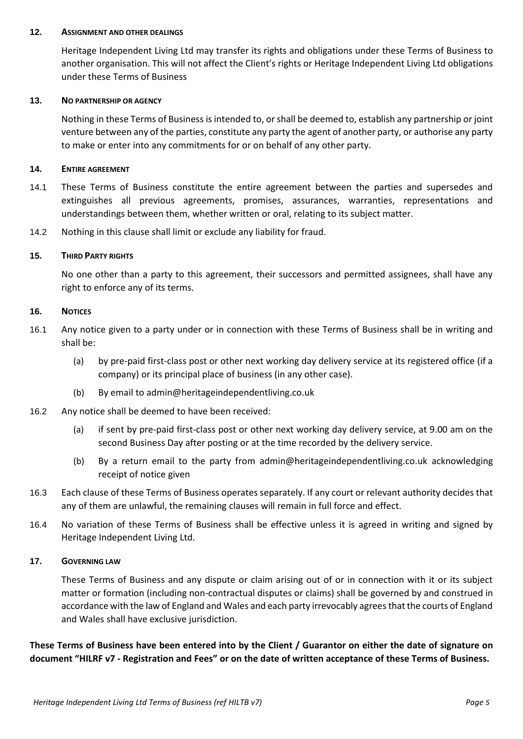### 12. ASSIGNMENT AND OTHER DEALINGS

Heritage Independent Living Ltd may transfer its rights and obligations under these Terms of Business to another organisation. This will not affect the Client's rights or Heritage Independent Living Ltd obligations under these Terms of Business

### 13. NO PARTNERSHIP OR AGENCY

Nothing in these Terms of Business is intended to, or shall be deemed to, establish any partnership or joint venture between any of the parties, constitute any party the agent of another party, or authorise any party to make or enter into any commitments for or on behalf of any other party.

### 14. ENTIRE AGREEMENT

14.1 These Terms of Business constitute the entire agreement between the parties and supersedes and extinguishes all previous agreements, promises, assurances, warranties, representations and understandings between them, whether written or oral, relating to its subject matter.

14.2 Nothing in this clause shall limit or exclude any liability for fraud.

### 15. THIRD PARTY RIGHTS

No one other than a party to this agreement, their successors and permitted assignees, shall have any right to enforce any of its terms.

### 16. NOTICES

16.1 Any notice given to a party under or in connection with these Terms of Business shall be in writing and shall be:

(a) by pre-paid first-class post or other next working day delivery service at its registered office (if a company) or its principal place of business (in any other case).

(b) By email to admin@heritageindependentliving.co.uk

16.2 Any notice shall be deemed to have been received:

(a) if sent by pre-paid first-class post or other next working day delivery service, at 9.00 am on the second Business Day after posting or at the time recorded by the delivery service.

(b) By a return email to the party from admin@heritageindependentliving.co.uk acknowledging receipt of notice given

16.3 Each clause of these Terms of Business operates separately. If any court or relevant authority decides that any of them are unlawful, the remaining clauses will remain in full force and effect.

16.4 No variation of these Terms of Business shall be effective unless it is agreed in writing and signed by Heritage Independent Living Ltd.

### 17. GOVERNING LAW

These Terms of Business and any dispute or claim arising out of or in connection with it or its subject matter or formation (including non-contractual disputes or claims) shall be governed by and construed in accordance with the law of England and Wales and each party irrevocably agrees that the courts of England and Wales shall have exclusive jurisdiction.

**These Terms of Business have been entered into by the Client / Guarantor on either the date of signature on document "HILRF v7 - Registration and Fees" or on the date of written acceptance of these Terms of Business.**